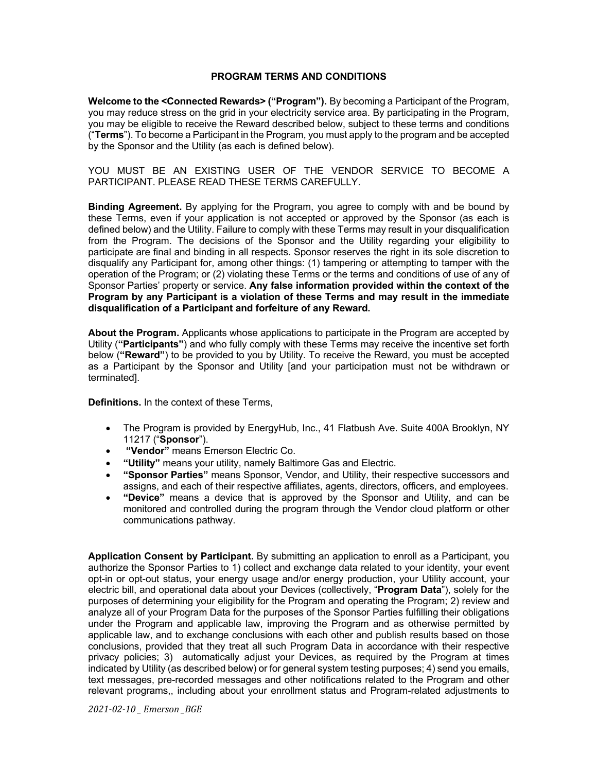# PROGRAM TERMS AND CONDITIONS

**Welcome to the <Connected Rewards> ("Program").** By becoming a Participant of the Program, you may reduce stress on the grid in your electricity service area. By participating in the Program, you may be eligible to receive the Reward described below, subject to these terms and conditions ("**Terms**"). To become a Participant in the Program, you must apply to the program and be accepted by the Sponsor and the Utility (as each is defined below).

YOU MUST BE AN EXISTING USER OF THE VENDOR SERVICE TO BECOME A PARTICIPANT. PLEASE READ THESE TERMS CAREFULLY.

**Binding Agreement.** By applying for the Program, you agree to comply with and be bound by these Terms, even if your application is not accepted or approved by the Sponsor (as each is defined below) and the Utility. Failure to comply with these Terms may result in your disqualification from the Program. The decisions of the Sponsor and the Utility regarding your eligibility to participate are final and binding in all respects. Sponsor reserves the right in its sole discretion to disqualify any Participant for, among other things: (1) tampering or attempting to tamper with the operation of the Program; or (2) violating these Terms or the terms and conditions of use of any of Sponsor Parties' property or service. **Any false information provided within the context of the Program by any Participant is a violation of these Terms and may result in the immediate disqualification of a Participant and forfeiture of any Reward.**

**About the Program.** Applicants whose applications to participate in the Program are accepted by Utility (**"Participants"**) and who fully comply with these Terms may receive the incentive set forth below (**"Reward"**) to be provided to you by Utility. To receive the Reward, you must be accepted as a Participant by the Sponsor and Utility [and your participation must not be withdrawn or terminated].

**Definitions.** In the context of these Terms,

- The Program is provided by EnergyHub, Inc., 41 Flatbush Ave. Suite 400A Brooklyn, NY 11217 ("**Sponsor**").
- **"Vendor"** means Emerson Electric Co.
- **"Utility"** means your utility, namely Baltimore Gas and Electric.
- **"Sponsor Parties"** means Sponsor, Vendor, and Utility, their respective successors and assigns, and each of their respective affiliates, agents, directors, officers, and employees.
- **"Device"** means a device that is approved by the Sponsor and Utility, and can be monitored and controlled during the program through the Vendor cloud platform or other communications pathway.

**Application Consent by Participant.** By submitting an application to enroll as a Participant, you authorize the Sponsor Parties to 1) collect and exchange data related to your identity, your event opt-in or opt-out status, your energy usage and/or energy production, your Utility account, your electric bill, and operational data about your Devices (collectively, "**Program Data**"), solely for the purposes of determining your eligibility for the Program and operating the Program; 2) review and analyze all of your Program Data for the purposes of the Sponsor Parties fulfilling their obligations under the Program and applicable law, improving the Program and as otherwise permitted by applicable law, and to exchange conclusions with each other and publish results based on those conclusions, provided that they treat all such Program Data in accordance with their respective privacy policies; 3) automatically adjust your Devices, as required by the Program at times indicated by Utility (as described below) or for general system testing purposes; 4) send you emails, text messages, pre-recorded messages and other notifications related to the Program and other relevant programs,, including about your enrollment status and Program-related adjustments to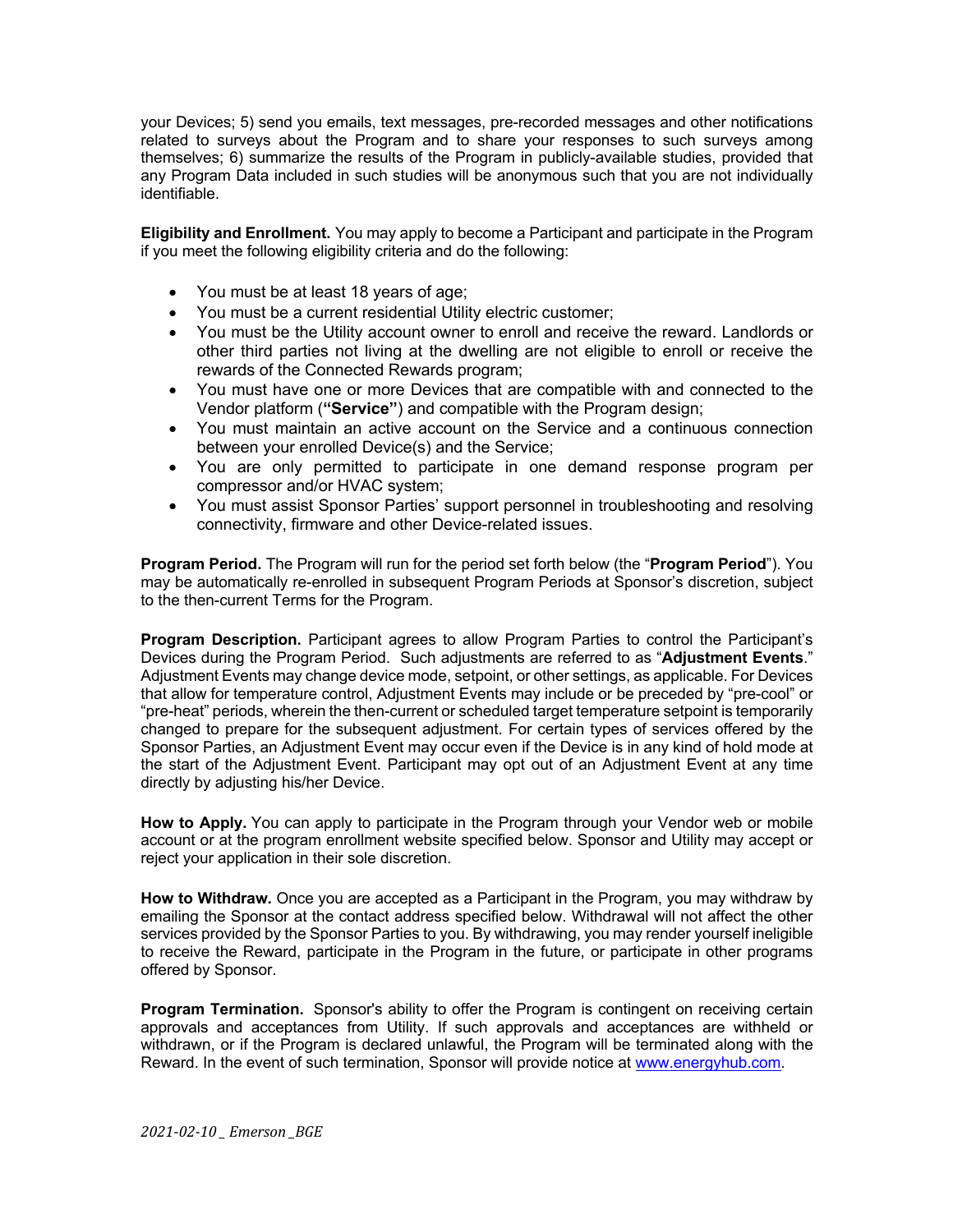your Devices; 5) send you emails, text messages, pre-recorded messages and other notifications related to surveys about the Program and to share your responses to such surveys among themselves; 6) summarize the results of the Program in publicly-available studies, provided that any Program Data included in such studies will be anonymous such that you are not individually identifiable.

**Eligibility and Enrollment.** You may apply to become a Participant and participate in the Program if you meet the following eligibility criteria and do the following:

- You must be at least 18 years of age;
- You must be a current residential Utility electric customer;
- You must be the Utility account owner to enroll and receive the reward. Landlords or other third parties not living at the dwelling are not eligible to enroll or receive the rewards of the Connected Rewards program;
- You must have one or more Devices that are compatible with and connected to the Vendor platform (**"Service"**) and compatible with the Program design;
- You must maintain an active account on the Service and a continuous connection between your enrolled Device(s) and the Service;
- You are only permitted to participate in one demand response program per compressor and/or HVAC system;
- You must assist Sponsor Parties' support personnel in troubleshooting and resolving connectivity, firmware and other Device-related issues.

**Program Period.** The Program will run for the period set forth below (the "**Program Period**"). You may be automatically re-enrolled in subsequent Program Periods at Sponsor's discretion, subject to the then-current Terms for the Program.

**Program Description.** Participant agrees to allow Program Parties to control the Participant's Devices during the Program Period. Such adjustments are referred to as "**Adjustment Events**." Adjustment Events may change device mode, setpoint, or other settings, as applicable. For Devices that allow for temperature control, Adjustment Events may include or be preceded by "pre-cool" or "pre-heat" periods, wherein the then-current or scheduled target temperature setpoint is temporarily changed to prepare for the subsequent adjustment. For certain types of services offered by the Sponsor Parties, an Adjustment Event may occur even if the Device is in any kind of hold mode at the start of the Adjustment Event. Participant may opt out of an Adjustment Event at any time directly by adjusting his/her Device.

**How to Apply.** You can apply to participate in the Program through your Vendor web or mobile account or at the program enrollment website specified below. Sponsor and Utility may accept or reject your application in their sole discretion.

**How to Withdraw.** Once you are accepted as a Participant in the Program, you may withdraw by emailing the Sponsor at the contact address specified below. Withdrawal will not affect the other services provided by the Sponsor Parties to you. By withdrawing, you may render yourself ineligible to receive the Reward, participate in the Program in the future, or participate in other programs offered by Sponsor.

**Program Termination.** Sponsor's ability to offer the Program is contingent on receiving certain approvals and acceptances from Utility. If such approvals and acceptances are withheld or withdrawn, or if the Program is declared unlawful, the Program will be terminated along with the Reward. In the event of such termination, Sponsor will provide notice at [www.energyhub.com](www.energyhub.com).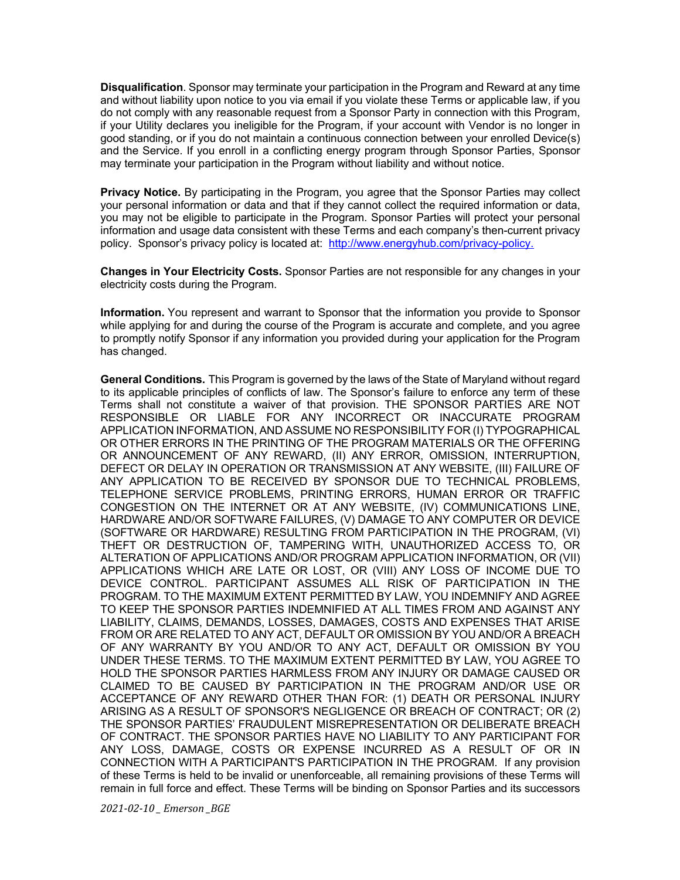**Disqualification**. Sponsor may terminate your participation in the Program and Reward at any time and without liability upon notice to you via email if you violate these Terms or applicable law, if you do not comply with any reasonable request from a Sponsor Party in connection with this Program, if your Utility declares you ineligible for the Program, if your account with Vendor is no longer in good standing, or if you do not maintain a continuous connection between your enrolled Device(s) and the Service. If you enroll in a conflicting energy program through Sponsor Parties, Sponsor may terminate your participation in the Program without liability and without notice.

**Privacy Notice.** By participating in the Program, you agree that the Sponsor Parties may collect your personal information or data and that if they cannot collect the required information or data, you may not be eligible to participate in the Program. Sponsor Parties will protect your personal information and usage data consistent with these Terms and each company's then-current privacy policy. Sponsor's privacy policy is located at: [http://www.energyhub.com/privacy-policy.](http://www.energyhub.com/privacy-policy)

**Changes in Your Electricity Costs.** Sponsor Parties are not responsible for any changes in your electricity costs during the Program.

**Information.** You represent and warrant to Sponsor that the information you provide to Sponsor while applying for and during the course of the Program is accurate and complete, and you agree to promptly notify Sponsor if any information you provided during your application for the Program has changed.

**General Conditions.** This Program is governed by the laws of the State of Maryland without regard to its applicable principles of conflicts of law. The Sponsor's failure to enforce any term of these Terms shall not constitute a waiver of that provision. THE SPONSOR PARTIES ARE NOT RESPONSIBLE OR LIABLE FOR ANY INCORRECT OR INACCURATE PROGRAM APPLICATION INFORMATION, AND ASSUME NO RESPONSIBILITY FOR (I) TYPOGRAPHICAL OR OTHER ERRORS IN THE PRINTING OF THE PROGRAM MATERIALS OR THE OFFERING OR ANNOUNCEMENT OF ANY REWARD, (II) ANY ERROR, OMISSION, INTERRUPTION, DEFECT OR DELAY IN OPERATION OR TRANSMISSION AT ANY WEBSITE, (III) FAILURE OF ANY APPLICATION TO BE RECEIVED BY SPONSOR DUE TO TECHNICAL PROBLEMS, TELEPHONE SERVICE PROBLEMS, PRINTING ERRORS, HUMAN ERROR OR TRAFFIC CONGESTION ON THE INTERNET OR AT ANY WEBSITE, (IV) COMMUNICATIONS LINE, HARDWARE AND/OR SOFTWARE FAILURES, (V) DAMAGE TO ANY COMPUTER OR DEVICE (SOFTWARE OR HARDWARE) RESULTING FROM PARTICIPATION IN THE PROGRAM, (VI) THEFT OR DESTRUCTION OF, TAMPERING WITH, UNAUTHORIZED ACCESS TO, OR ALTERATION OF APPLICATIONS AND/OR PROGRAM APPLICATION INFORMATION, OR (VII) APPLICATIONS WHICH ARE LATE OR LOST, OR (VIII) ANY LOSS OF INCOME DUE TO DEVICE CONTROL. PARTICIPANT ASSUMES ALL RISK OF PARTICIPATION IN THE PROGRAM. TO THE MAXIMUM EXTENT PERMITTED BY LAW, YOU INDEMNIFY AND AGREE TO KEEP THE SPONSOR PARTIES INDEMNIFIED AT ALL TIMES FROM AND AGAINST ANY LIABILITY, CLAIMS, DEMANDS, LOSSES, DAMAGES, COSTS AND EXPENSES THAT ARISE FROM OR ARE RELATED TO ANY ACT, DEFAULT OR OMISSION BY YOU AND/OR A BREACH OF ANY WARRANTY BY YOU AND/OR TO ANY ACT, DEFAULT OR OMISSION BY YOU UNDER THESE TERMS. TO THE MAXIMUM EXTENT PERMITTED BY LAW, YOU AGREE TO HOLD THE SPONSOR PARTIES HARMLESS FROM ANY INJURY OR DAMAGE CAUSED OR CLAIMED TO BE CAUSED BY PARTICIPATION IN THE PROGRAM AND/OR USE OR ACCEPTANCE OF ANY REWARD OTHER THAN FOR: (1) DEATH OR PERSONAL INJURY ARISING AS A RESULT OF SPONSOR'S NEGLIGENCE OR BREACH OF CONTRACT; OR (2) THE SPONSOR PARTIES' FRAUDULENT MISREPRESENTATION OR DELIBERATE BREACH OF CONTRACT. THE SPONSOR PARTIES HAVE NO LIABILITY TO ANY PARTICIPANT FOR ANY LOSS, DAMAGE, COSTS OR EXPENSE INCURRED AS A RESULT OF OR IN CONNECTION WITH A PARTICIPANT'S PARTICIPATION IN THE PROGRAM. If any provision of these Terms is held to be invalid or unenforceable, all remaining provisions of these Terms will remain in full force and effect. These Terms will be binding on Sponsor Parties and its successors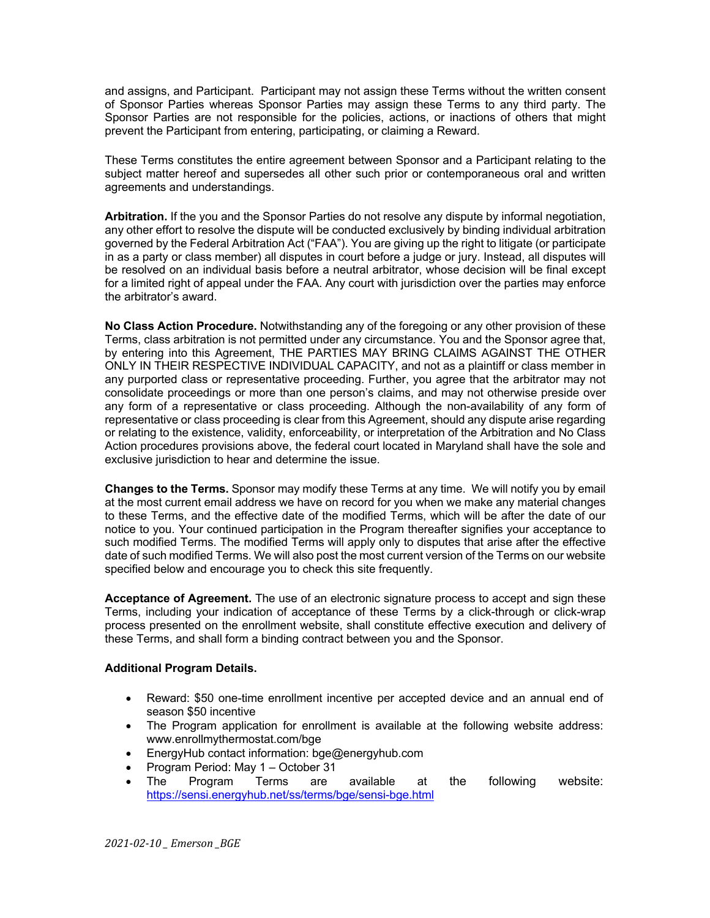and assigns, and Participant. Participant may not assign these Terms without the written consent of Sponsor Parties whereas Sponsor Parties may assign these Terms to any third party. The Sponsor Parties are not responsible for the policies, actions, or inactions of others that might prevent the Participant from entering, participating, or claiming a Reward.

These Terms constitutes the entire agreement between Sponsor and a Participant relating to the subject matter hereof and supersedes all other such prior or contemporaneous oral and written agreements and understandings.

**Arbitration.** If the you and the Sponsor Parties do not resolve any dispute by informal negotiation, any other effort to resolve the dispute will be conducted exclusively by binding individual arbitration governed by the Federal Arbitration Act ("FAA"). You are giving up the right to litigate (or participate in as a party or class member) all disputes in court before a judge or jury. Instead, all disputes will be resolved on an individual basis before a neutral arbitrator, whose decision will be final except for a limited right of appeal under the FAA. Any court with jurisdiction over the parties may enforce the arbitrator's award.

**No Class Action Procedure.** Notwithstanding any of the foregoing or any other provision of these Terms, class arbitration is not permitted under any circumstance. You and the Sponsor agree that, by entering into this Agreement, THE PARTIES MAY BRING CLAIMS AGAINST THE OTHER ONLY IN THEIR RESPECTIVE INDIVIDUAL CAPACITY, and not as a plaintiff or class member in any purported class or representative proceeding. Further, you agree that the arbitrator may not consolidate proceedings or more than one person's claims, and may not otherwise preside over any form of a representative or class proceeding. Although the non-availability of any form of representative or class proceeding is clear from this Agreement, should any dispute arise regarding or relating to the existence, validity, enforceability, or interpretation of the Arbitration and No Class Action procedures provisions above, the federal court located in Maryland shall have the sole and exclusive jurisdiction to hear and determine the issue.

**Changes to the Terms.** Sponsor may modify these Terms at any time. We will notify you by email at the most current email address we have on record for you when we make any material changes to these Terms, and the effective date of the modified Terms, which will be after the date of our notice to you. Your continued participation in the Program thereafter signifies your acceptance to such modified Terms. The modified Terms will apply only to disputes that arise after the effective date of such modified Terms. We will also post the most current version of the Terms on our website specified below and encourage you to check this site frequently.

**Acceptance of Agreement.** The use of an electronic signature process to accept and sign these Terms, including your indication of acceptance of these Terms by a click-through or click-wrap process presented on the enrollment website, shall constitute effective execution and delivery of these Terms, and shall form a binding contract between you and the Sponsor.

**Additional Program Details.**

- Reward: $50 one-time enrollment incentive per accepted device and an annual end of season $50 incentive
- The Program application for enrollment is available at the following website address: www.enrollmythermostat.com/bge
- EnergyHub contact information: bge@energyhub.com
- Program Period: May 1 – October 31
- The Program Terms are available at the following website: https://sensi.energyhub.net/ss/terms/bge/sensi-bge.html

*2021-02-10 _ Emerson _BGE*